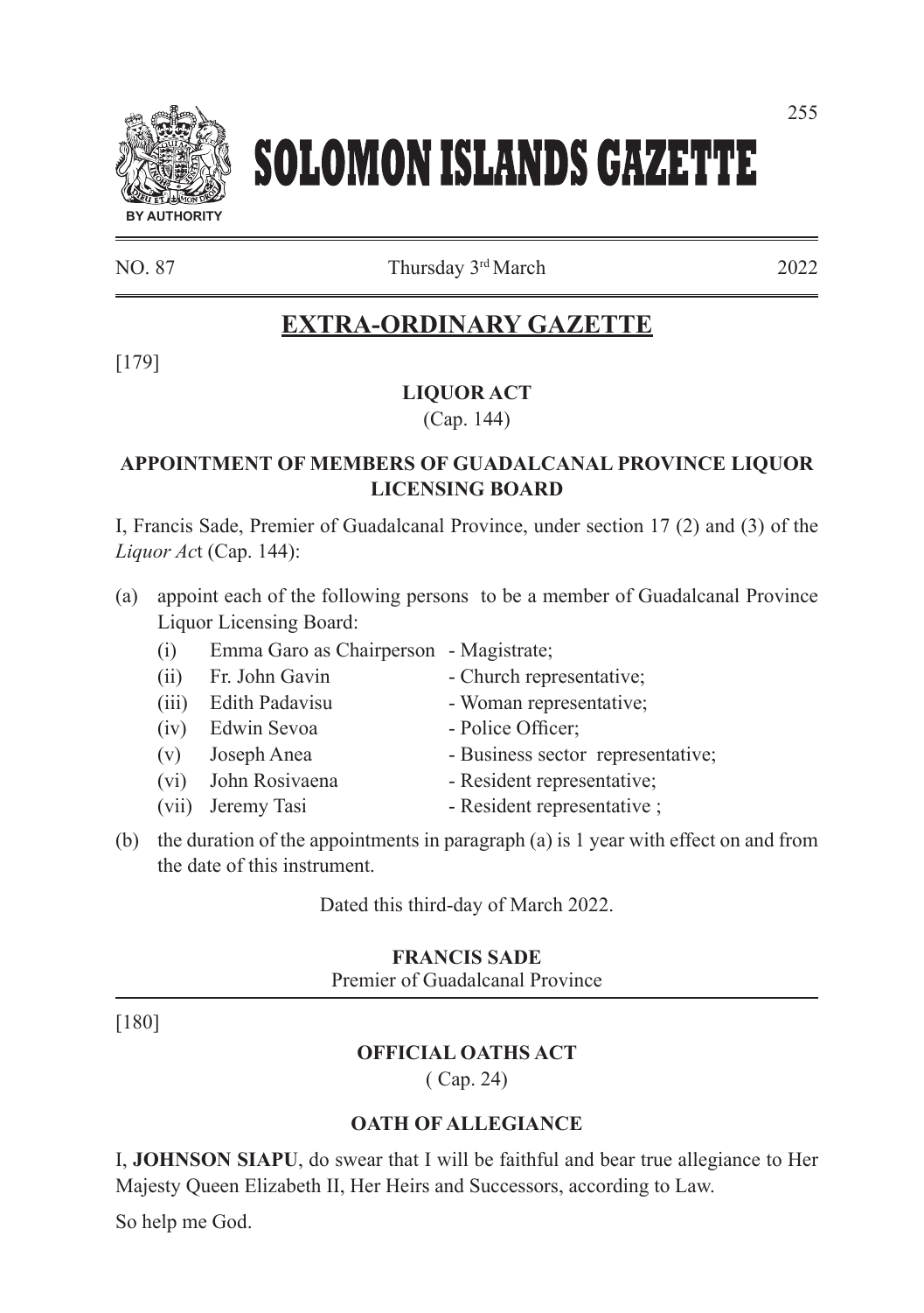# SOLOMON ISLANDS GAZETTE

BY AUTHORITY

NO. 87 Thursday 3rd March 2022

## EXTRA-ORDINARY GAZETTE

[179]

### LIQUOR ACT
(Cap. 144)

### APPOINTMENT OF MEMBERS OF GUADALCANAL PROVINCE LIQUOR LICENSING BOARD

I, Francis Sade, Premier of Guadalcanal Province, under section 17 (2) and (3) of the *Liquor Act* (Cap. 144):

(a) appoint each of the following persons to be a member of Guadalcanal Province Liquor Licensing Board:

- (i) Emma Garo as Chairperson - Magistrate;
- (ii) Fr. John Gavin - Church representative;
- (iii) Edith Padavisu - Woman representative;
- (iv) Edwin Sevoa - Police Officer;
- (v) Joseph Anea - Business sector representative;
- (vi) John Rosivaena - Resident representative;
- (vii) Jeremy Tasi - Resident representative ;

(b) the duration of the appointments in paragraph (a) is 1 year with effect on and from the date of this instrument.

Dated this third-day of March 2022.

**FRANCIS SADE**
Premier of Guadalcanal Province

[180]

### OFFICIAL OATHS ACT
( Cap. 24)

### OATH OF ALLEGIANCE

I, **JOHNSON SIAPU**, do swear that I will be faithful and bear true allegiance to Her Majesty Queen Elizabeth II, Her Heirs and Successors, according to Law.

So help me God.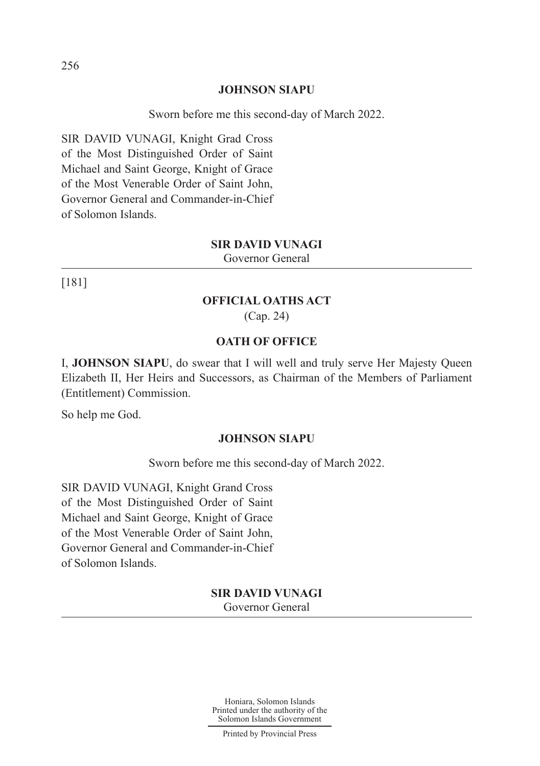**JOHNSON SIAPU**

Sworn before me this second-day of March 2022.

SIR DAVID VUNAGI, Knight Grad Cross of the Most Distinguished Order of Saint Michael and Saint George, Knight of Grace of the Most Venerable Order of Saint John, Governor General and Commander-in-Chief of Solomon Islands.

**SIR DAVID VUNAGI**
Governor General

---

[181]

## OFFICIAL OATHS ACT

(Cap. 24)

### OATH OF OFFICE

I, **JOHNSON SIAPU**, do swear that I will well and truly serve Her Majesty Queen Elizabeth II, Her Heirs and Successors, as Chairman of the Members of Parliament (Entitlement) Commission.

So help me God.

**JOHNSON SIAPU**

Sworn before me this second-day of March 2022.

SIR DAVID VUNAGI, Knight Grand Cross of the Most Distinguished Order of Saint Michael and Saint George, Knight of Grace of the Most Venerable Order of Saint John, Governor General and Commander-in-Chief of Solomon Islands.

**SIR DAVID VUNAGI**
Governor General

---

Honiara, Solomon Islands
Printed under the authority of the
Solomon Islands Government

Printed by Provincial Press